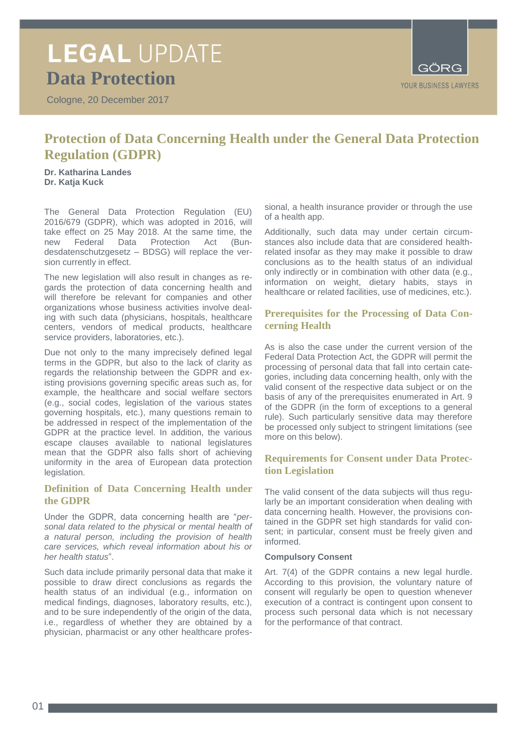# LEGAL UPDATE

## Data Protection

Cologne, 20 December 2017

GÖRG
YOUR BUSINESS LAWYERS

## Protection of Data Concerning Health under the General Data Protection Regulation (GDPR)

**Dr. Katharina Landes**
**Dr. Katja Kuck**

The General Data Protection Regulation (EU) 2016/679 (GDPR), which was adopted in 2016, will take effect on 25 May 2018. At the same time, the new Federal Data Protection Act (Bundesdatenschutzgesetz – BDSG) will replace the version currently in effect.

The new legislation will also result in changes as regards the protection of data concerning health and will therefore be relevant for companies and other organizations whose business activities involve dealing with such data (physicians, hospitals, healthcare centers, vendors of medical products, healthcare service providers, laboratories, etc.).

Due not only to the many imprecisely defined legal terms in the GDPR, but also to the lack of clarity as regards the relationship between the GDPR and existing provisions governing specific areas such as, for example, the healthcare and social welfare sectors (e.g., social codes, legislation of the various states governing hospitals, etc.), many questions remain to be addressed in respect of the implementation of the GDPR at the practice level. In addition, the various escape clauses available to national legislatures mean that the GDPR also falls short of achieving uniformity in the area of European data protection legislation.

### Definition of Data Concerning Health under the GDPR

Under the GDPR, data concerning health are "*personal data related to the physical or mental health of a natural person, including the provision of health care services, which reveal information about his or her health status*".

Such data include primarily personal data that make it possible to draw direct conclusions as regards the health status of an individual (e.g., information on medical findings, diagnoses, laboratory results, etc.), and to be sure independently of the origin of the data, i.e., regardless of whether they are obtained by a physician, pharmacist or any other healthcare professional, a health insurance provider or through the use of a health app.

Additionally, such data may under certain circumstances also include data that are considered health-related insofar as they may make it possible to draw conclusions as to the health status of an individual only indirectly or in combination with other data (e.g., information on weight, dietary habits, stays in healthcare or related facilities, use of medicines, etc.).

### Prerequisites for the Processing of Data Concerning Health

As is also the case under the current version of the Federal Data Protection Act, the GDPR will permit the processing of personal data that fall into certain categories, including data concerning health, only with the valid consent of the respective data subject or on the basis of any of the prerequisites enumerated in Art. 9 of the GDPR (in the form of exceptions to a general rule). Such particularly sensitive data may therefore be processed only subject to stringent limitations (see more on this below).

### Requirements for Consent under Data Protection Legislation

The valid consent of the data subjects will thus regularly be an important consideration when dealing with data concerning health. However, the provisions contained in the GDPR set high standards for valid consent; in particular, consent must be freely given and informed.

#### Compulsory Consent

Art. 7(4) of the GDPR contains a new legal hurdle. According to this provision, the voluntary nature of consent will regularly be open to question whenever execution of a contract is contingent upon consent to process such personal data which is not necessary for the performance of that contract.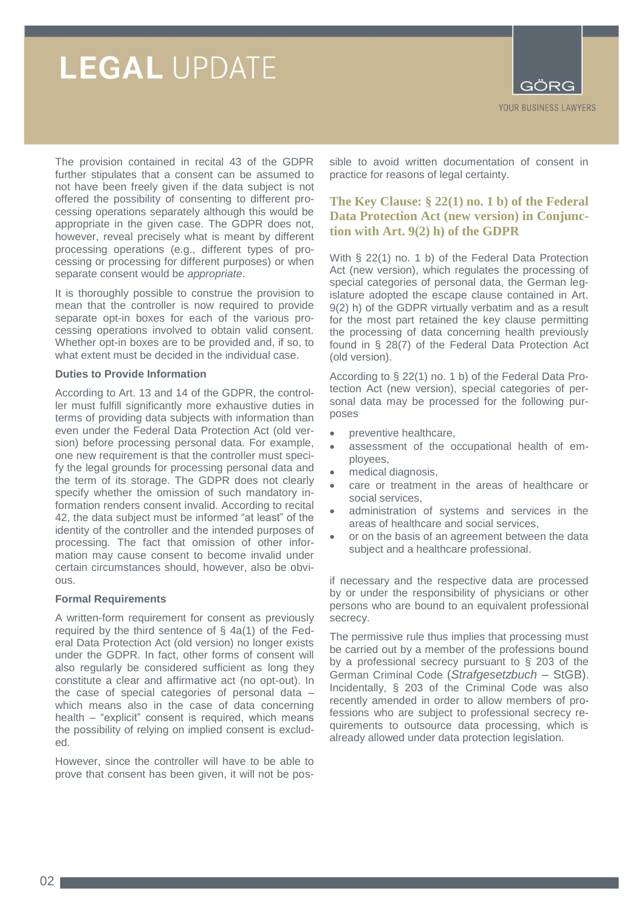The provision contained in recital 43 of the GDPR further stipulates that a consent can be assumed to not have been freely given if the data subject is not offered the possibility of consenting to different processing operations separately although this would be appropriate in the given case. The GDPR does not, however, reveal precisely what is meant by different processing operations (e.g., different types of processing or processing for different purposes) or when separate consent would be *appropriate*.

It is thoroughly possible to construe the provision to mean that the controller is now required to provide separate opt-in boxes for each of the various processing operations involved to obtain valid consent. Whether opt-in boxes are to be provided and, if so, to what extent must be decided in the individual case.

**Duties to Provide Information**

According to Art. 13 and 14 of the GDPR, the controller must fulfill significantly more exhaustive duties in terms of providing data subjects with information than even under the Federal Data Protection Act (old version) before processing personal data. For example, one new requirement is that the controller must specify the legal grounds for processing personal data and the term of its storage. The GDPR does not clearly specify whether the omission of such mandatory information renders consent invalid. According to recital 42, the data subject must be informed "at least" of the identity of the controller and the intended purposes of processing. The fact that omission of other information may cause consent to become invalid under certain circumstances should, however, also be obvious.

**Formal Requirements**

A written-form requirement for consent as previously required by the third sentence of § 4a(1) of the Federal Data Protection Act (old version) no longer exists under the GDPR. In fact, other forms of consent will also regularly be considered sufficient as long as they constitute a clear and affirmative act (no opt-out). In the case of special categories of personal data – which means also in the case of data concerning health – "explicit" consent is required, which means the possibility of relying on implied consent is excluded.

However, since the controller will have to be able to prove that consent has been given, it will not be possible to avoid written documentation of consent in practice for reasons of legal certainty.

## The Key Clause: § 22(1) no. 1 b) of the Federal Data Protection Act (new version) in Conjunction with Art. 9(2) h) of the GDPR

With § 22(1) no. 1 b) of the Federal Data Protection Act (new version), which regulates the processing of special categories of personal data, the German legislature adopted the escape clause contained in Art. 9(2) h) of the GDPR virtually verbatim and as a result for the most part retained the key clause permitting the processing of data concerning health previously found in § 28(7) of the Federal Data Protection Act (old version).

According to § 22(1) no. 1 b) of the Federal Data Protection Act (new version), special categories of personal data may be processed for the following purposes

- preventive healthcare,
- assessment of the occupational health of employees,
- medical diagnosis,
- care or treatment in the areas of healthcare or social services,
- administration of systems and services in the areas of healthcare and social services,
- or on the basis of an agreement between the data subject and a healthcare professional.

if necessary and the respective data are processed by or under the responsibility of physicians or other persons who are bound to an equivalent professional secrecy.

The permissive rule thus implies that processing must be carried out by a member of the professions bound by a professional secrecy pursuant to § 203 of the German Criminal Code (*Strafgesetzbuch* – StGB). Incidentally, § 203 of the Criminal Code was also recently amended in order to allow members of professions who are subject to professional secrecy requirements to outsource data processing, which is already allowed under data protection legislation.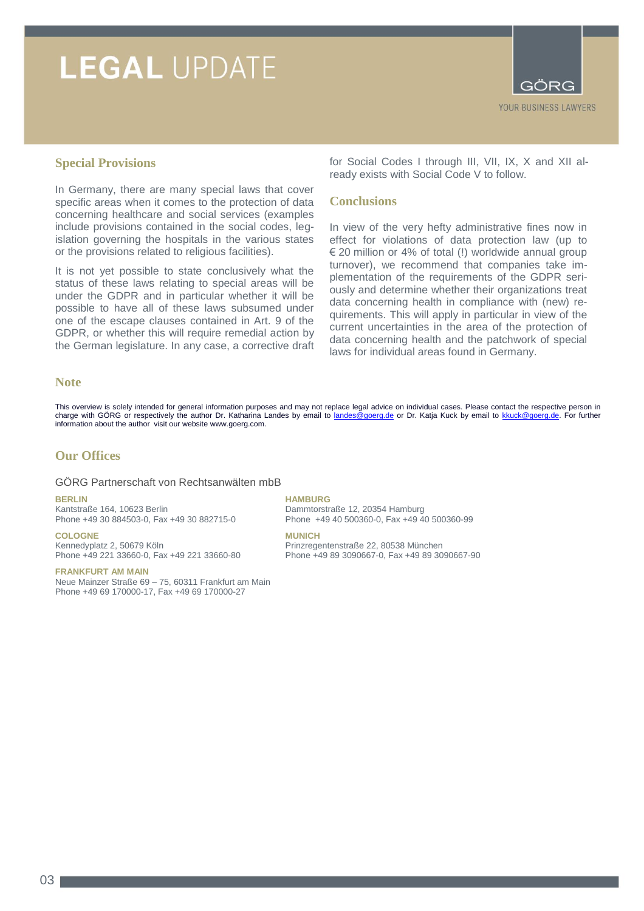## Special Provisions

In Germany, there are many special laws that cover specific areas when it comes to the protection of data concerning healthcare and social services (examples include provisions contained in the social codes, legislation governing the hospitals in the various states or the provisions related to religious facilities).

It is not yet possible to state conclusively what the status of these laws relating to special areas will be under the GDPR and in particular whether it will be possible to have all of these laws subsumed under one of the escape clauses contained in Art. 9 of the GDPR, or whether this will require remedial action by the German legislature. In any case, a corrective draft for Social Codes I through III, VII, IX, X and XII already exists with Social Code V to follow.

## Conclusions

In view of the very hefty administrative fines now in effect for violations of data protection law (up to € 20 million or 4% of total (!) worldwide annual group turnover), we recommend that companies take implementation of the requirements of the GDPR seriously and determine whether their organizations treat data concerning health in compliance with (new) requirements. This will apply in particular in view of the current uncertainties in the area of the protection of data concerning health and the patchwork of special laws for individual areas found in Germany.

## Note

This overview is solely intended for general information purposes and may not replace legal advice on individual cases. Please contact the respective person in charge with GÖRG or respectively the author Dr. Katharina Landes by email to landes@goerg.de or Dr. Katja Kuck by email to kkuck@goerg.de. For further information about the author visit our website www.goerg.com.

## Our Offices

GÖRG Partnerschaft von Rechtsanwälten mbB

**BERLIN**
Kantstraße 164, 10623 Berlin
Phone +49 30 884503-0, Fax +49 30 882715-0

**COLOGNE**
Kennedyplatz 2, 50679 Köln
Phone +49 221 33660-0, Fax +49 221 33660-80

**FRANKFURT AM MAIN**
Neue Mainzer Straße 69 – 75, 60311 Frankfurt am Main
Phone +49 69 170000-17, Fax +49 69 170000-27

**HAMBURG**
Dammtorstraße 12, 20354 Hamburg
Phone +49 40 500360-0, Fax +49 40 500360-99

**MUNICH**
Prinzregentenstraße 22, 80538 München
Phone +49 89 3090667-0, Fax +49 89 3090667-90